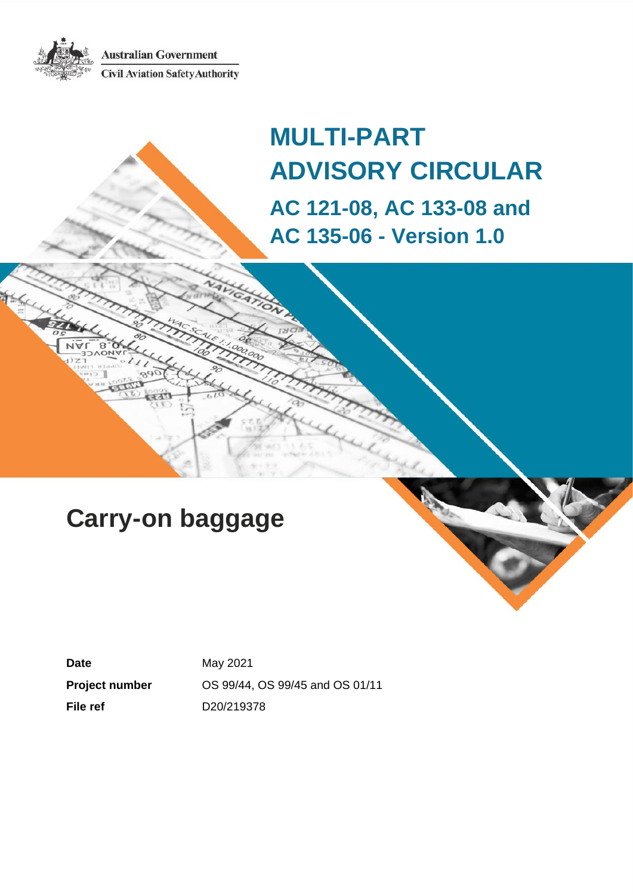Australian Government

Civil Aviation Safety Authority

# MULTI-PART ADVISORY CIRCULAR

## AC 121-08, AC 133-08 and AC 135-06 - Version 1.0

# Carry-on baggage

| | |
|---|---|
| **Date** | May 2021 |
| **Project number** | OS 99/44, OS 99/45 and OS 01/11 |
| **File ref** | D20/219378 |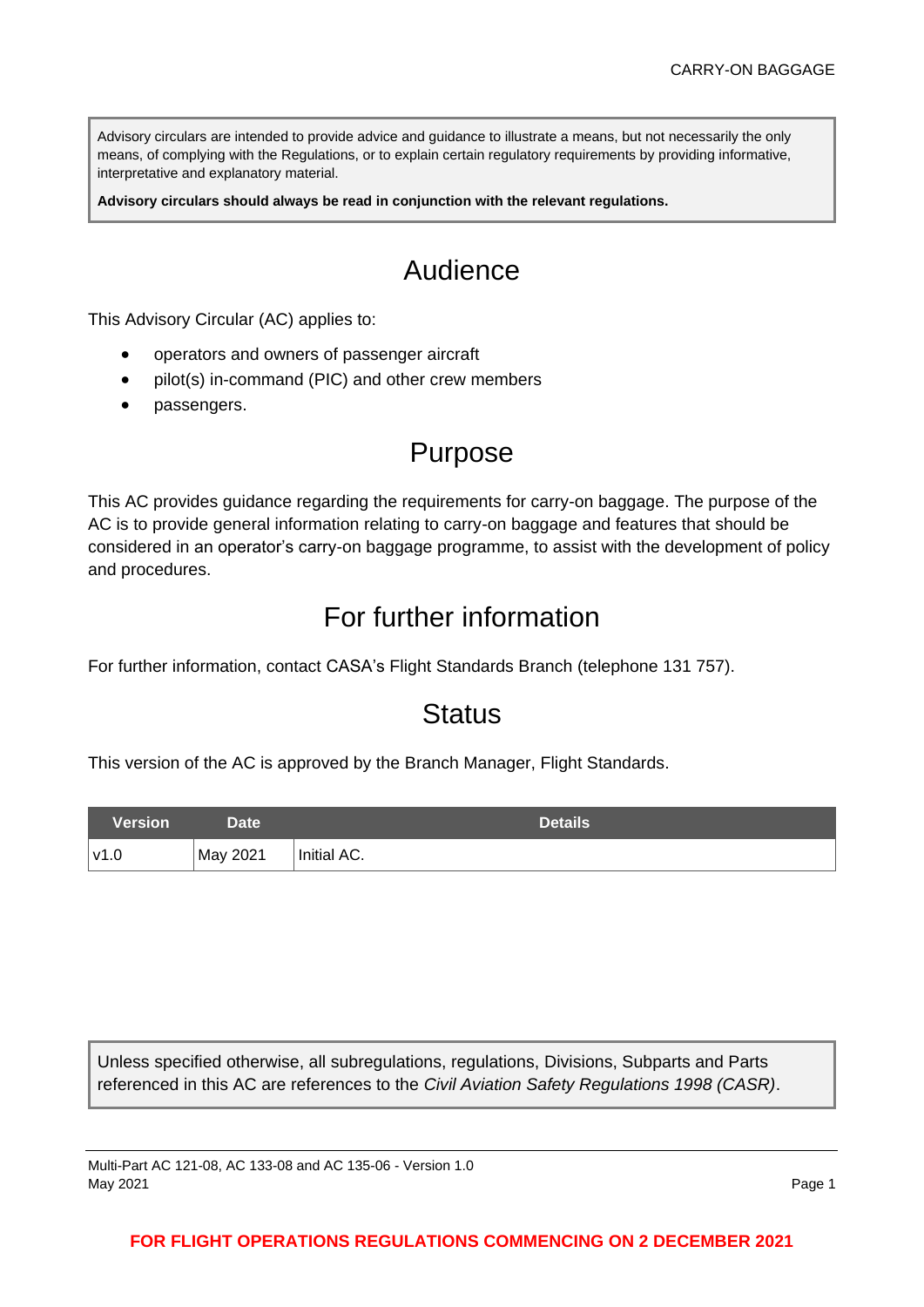Advisory circulars are intended to provide advice and guidance to illustrate a means, but not necessarily the only means, of complying with the Regulations, or to explain certain regulatory requirements by providing informative, interpretative and explanatory material.

**Advisory circulars should always be read in conjunction with the relevant regulations.**

# Audience

This Advisory Circular (AC) applies to:

- operators and owners of passenger aircraft
- pilot(s) in-command (PIC) and other crew members
- passengers.

# Purpose

This AC provides guidance regarding the requirements for carry-on baggage. The purpose of the AC is to provide general information relating to carry-on baggage and features that should be considered in an operator's carry-on baggage programme, to assist with the development of policy and procedures.

# For further information

For further information, contact CASA's Flight Standards Branch (telephone 131 757).

# Status

This version of the AC is approved by the Branch Manager, Flight Standards.

| Version | Date | Details |
|---|---|---|
| v1.0 | May 2021 | Initial AC. |

Unless specified otherwise, all subregulations, regulations, Divisions, Subparts and Parts referenced in this AC are references to the *Civil Aviation Safety Regulations 1998 (CASR)*.

**FOR FLIGHT OPERATIONS REGULATIONS COMMENCING ON 2 DECEMBER 2021**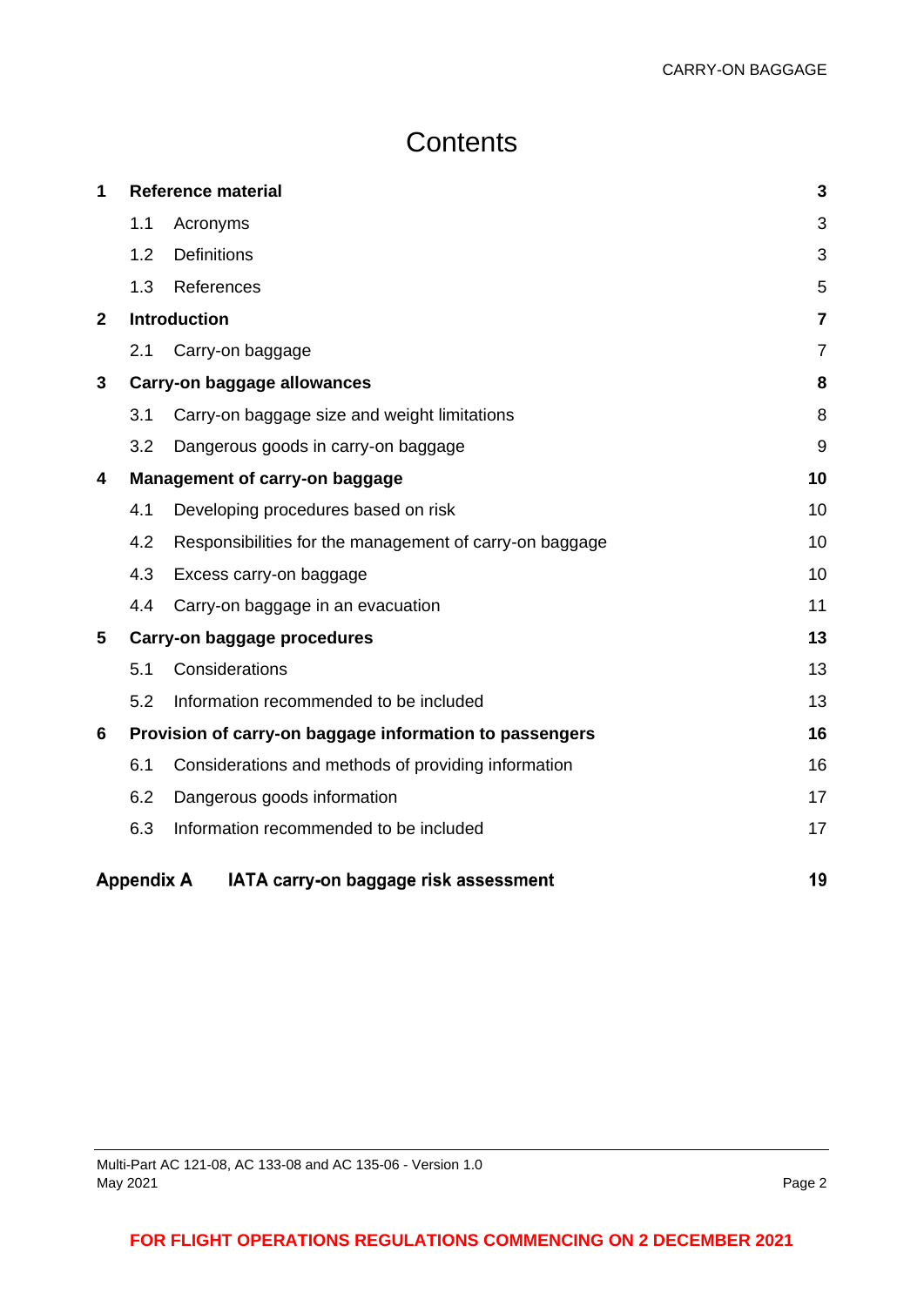# Contents

| | | |
|---|---|---|
| **1** | **Reference material** | **3** |
| 1.1 | Acronyms | 3 |
| 1.2 | Definitions | 3 |
| 1.3 | References | 5 |
| **2** | **Introduction** | **7** |
| 2.1 | Carry-on baggage | 7 |
| **3** | **Carry-on baggage allowances** | **8** |
| 3.1 | Carry-on baggage size and weight limitations | 8 |
| 3.2 | Dangerous goods in carry-on baggage | 9 |
| **4** | **Management of carry-on baggage** | **10** |
| 4.1 | Developing procedures based on risk | 10 |
| 4.2 | Responsibilities for the management of carry-on baggage | 10 |
| 4.3 | Excess carry-on baggage | 10 |
| 4.4 | Carry-on baggage in an evacuation | 11 |
| **5** | **Carry-on baggage procedures** | **13** |
| 5.1 | Considerations | 13 |
| 5.2 | Information recommended to be included | 13 |
| **6** | **Provision of carry-on baggage information to passengers** | **16** |
| 6.1 | Considerations and methods of providing information | 16 |
| 6.2 | Dangerous goods information | 17 |
| 6.3 | Information recommended to be included | 17 |
| **Appendix A** | **IATA carry-on baggage risk assessment** | **19** |

FOR FLIGHT OPERATIONS REGULATIONS COMMENCING ON 2 DECEMBER 2021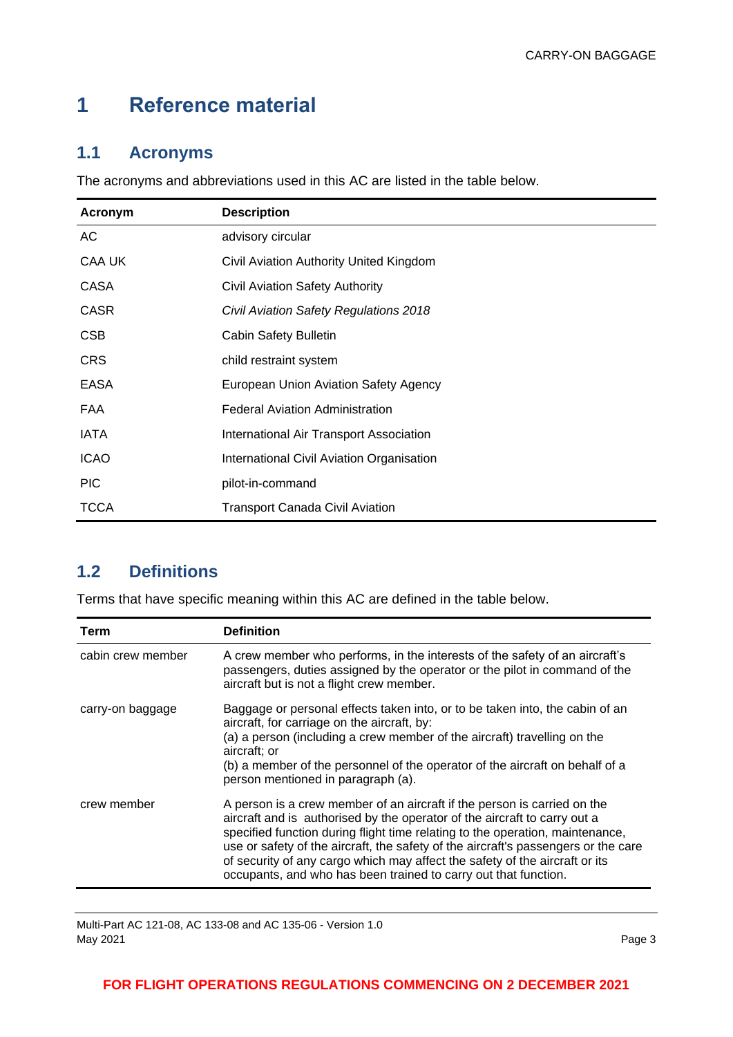# 1 Reference material

## 1.1 Acronyms

The acronyms and abbreviations used in this AC are listed in the table below.

| Acronym | Description |
|---|---|
| AC | advisory circular |
| CAA UK | Civil Aviation Authority United Kingdom |
| CASA | Civil Aviation Safety Authority |
| CASR | *Civil Aviation Safety Regulations 2018* |
| CSB | Cabin Safety Bulletin |
| CRS | child restraint system |
| EASA | European Union Aviation Safety Agency |
| FAA | Federal Aviation Administration |
| IATA | International Air Transport Association |
| ICAO | International Civil Aviation Organisation |
| PIC | pilot-in-command |
| TCCA | Transport Canada Civil Aviation |

## 1.2 Definitions

Terms that have specific meaning within this AC are defined in the table below.

| Term | Definition |
|---|---|
| cabin crew member | A crew member who performs, in the interests of the safety of an aircraft's passengers, duties assigned by the operator or the pilot in command of the aircraft but is not a flight crew member. |
| carry-on baggage | Baggage or personal effects taken into, or to be taken into, the cabin of an aircraft, for carriage on the aircraft, by:<br>(a) a person (including a crew member of the aircraft) travelling on the aircraft; or<br>(b) a member of the personnel of the operator of the aircraft on behalf of a person mentioned in paragraph (a). |
| crew member | A person is a crew member of an aircraft if the person is carried on the aircraft and is authorised by the operator of the aircraft to carry out a specified function during flight time relating to the operation, maintenance, use or safety of the aircraft, the safety of the aircraft's passengers or the care of security of any cargo which may affect the safety of the aircraft or its occupants, and who has been trained to carry out that function. |

FOR FLIGHT OPERATIONS REGULATIONS COMMENCING ON 2 DECEMBER 2021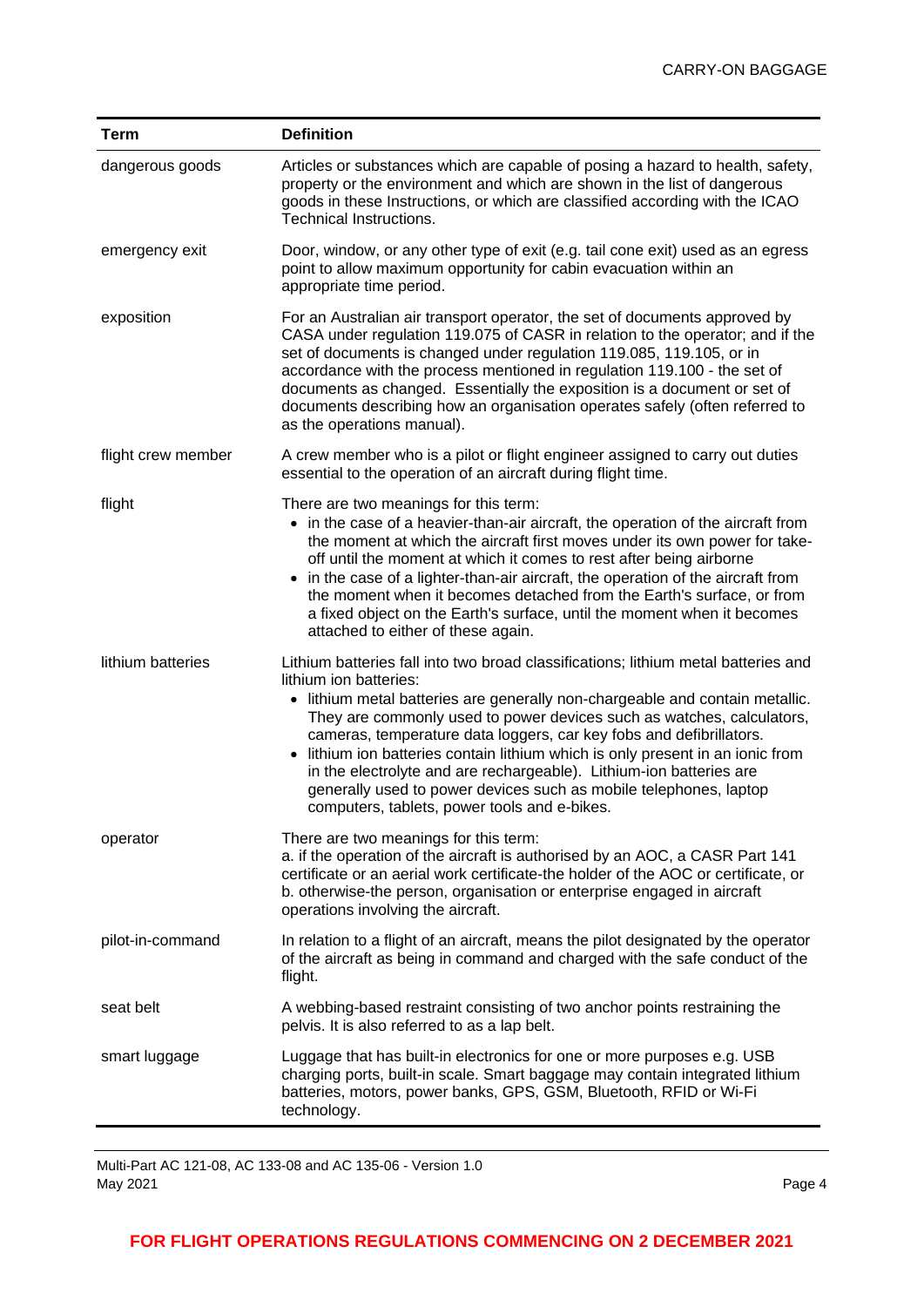| Term | Definition |
|---|---|
| dangerous goods | Articles or substances which are capable of posing a hazard to health, safety, property or the environment and which are shown in the list of dangerous goods in these Instructions, or which are classified according with the ICAO Technical Instructions. |
| emergency exit | Door, window, or any other type of exit (e.g. tail cone exit) used as an egress point to allow maximum opportunity for cabin evacuation within an appropriate time period. |
| exposition | For an Australian air transport operator, the set of documents approved by CASA under regulation 119.075 of CASR in relation to the operator; and if the set of documents is changed under regulation 119.085, 119.105, or in accordance with the process mentioned in regulation 119.100 - the set of documents as changed. Essentially the exposition is a document or set of documents describing how an organisation operates safely (often referred to as the operations manual). |
| flight crew member | A crew member who is a pilot or flight engineer assigned to carry out duties essential to the operation of an aircraft during flight time. |
| flight | There are two meanings for this term:<br>• in the case of a heavier-than-air aircraft, the operation of the aircraft from the moment at which the aircraft first moves under its own power for take-off until the moment at which it comes to rest after being airborne<br>• in the case of a lighter-than-air aircraft, the operation of the aircraft from the moment when it becomes detached from the Earth's surface, or from a fixed object on the Earth's surface, until the moment when it becomes attached to either of these again. |
| lithium batteries | Lithium batteries fall into two broad classifications; lithium metal batteries and lithium ion batteries:<br>• lithium metal batteries are generally non-chargeable and contain metallic. They are commonly used to power devices such as watches, calculators, cameras, temperature data loggers, car key fobs and defibrillators.<br>• lithium ion batteries contain lithium which is only present in an ionic from in the electrolyte and are rechargeable). Lithium-ion batteries are generally used to power devices such as mobile telephones, laptop computers, tablets, power tools and e-bikes. |
| operator | There are two meanings for this term:<br>a. if the operation of the aircraft is authorised by an AOC, a CASR Part 141 certificate or an aerial work certificate-the holder of the AOC or certificate, or<br>b. otherwise-the person, organisation or enterprise engaged in aircraft operations involving the aircraft. |
| pilot-in-command | In relation to a flight of an aircraft, means the pilot designated by the operator of the aircraft as being in command and charged with the safe conduct of the flight. |
| seat belt | A webbing-based restraint consisting of two anchor points restraining the pelvis. It is also referred to as a lap belt. |
| smart luggage | Luggage that has built-in electronics for one or more purposes e.g. USB charging ports, built-in scale. Smart baggage may contain integrated lithium batteries, motors, power banks, GPS, GSM, Bluetooth, RFID or Wi-Fi technology. |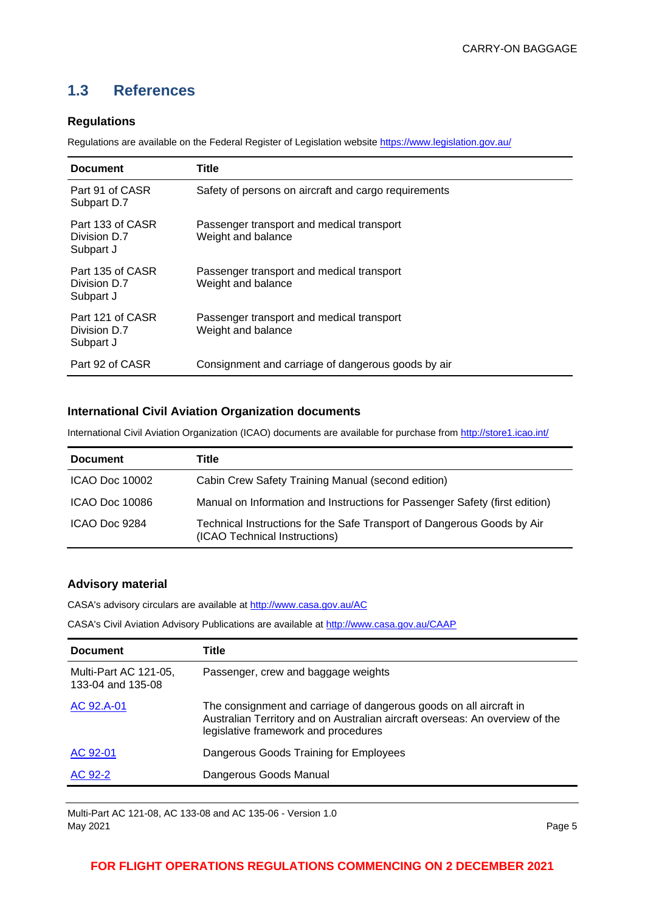## 1.3 References

### Regulations

Regulations are available on the Federal Register of Legislation website [https://www.legislation.gov.au/](https://www.legislation.gov.au/)

| Document | Title |
| --- | --- |
| Part 91 of CASR Subpart D.7 | Safety of persons on aircraft and cargo requirements |
| Part 133 of CASR Division D.7 Subpart J | Passenger transport and medical transport Weight and balance |
| Part 135 of CASR Division D.7 Subpart J | Passenger transport and medical transport Weight and balance |
| Part 121 of CASR Division D.7 Subpart J | Passenger transport and medical transport Weight and balance |
| Part 92 of CASR | Consignment and carriage of dangerous goods by air |

### International Civil Aviation Organization documents

International Civil Aviation Organization (ICAO) documents are available for purchase from [http://store1.icao.int/](http://store1.icao.int/)

| Document | Title |
| --- | --- |
| ICAO Doc 10002 | Cabin Crew Safety Training Manual (second edition) |
| ICAO Doc 10086 | Manual on Information and Instructions for Passenger Safety (first edition) |
| ICAO Doc 9284 | Technical Instructions for the Safe Transport of Dangerous Goods by Air (ICAO Technical Instructions) |

### Advisory material

CASA's advisory circulars are available at [http://www.casa.gov.au/AC](http://www.casa.gov.au/AC)

CASA's Civil Aviation Advisory Publications are available at [http://www.casa.gov.au/CAAP](http://www.casa.gov.au/CAAP)

| Document | Title |
| --- | --- |
| Multi-Part AC 121-05, 133-04 and 135-08 | Passenger, crew and baggage weights |
| AC 92.A-01 | The consignment and carriage of dangerous goods on all aircraft in Australian Territory and on Australian aircraft overseas: An overview of the legislative framework and procedures |
| AC 92-01 | Dangerous Goods Training for Employees |
| AC 92-2 | Dangerous Goods Manual |

**FOR FLIGHT OPERATIONS REGULATIONS COMMENCING ON 2 DECEMBER 2021**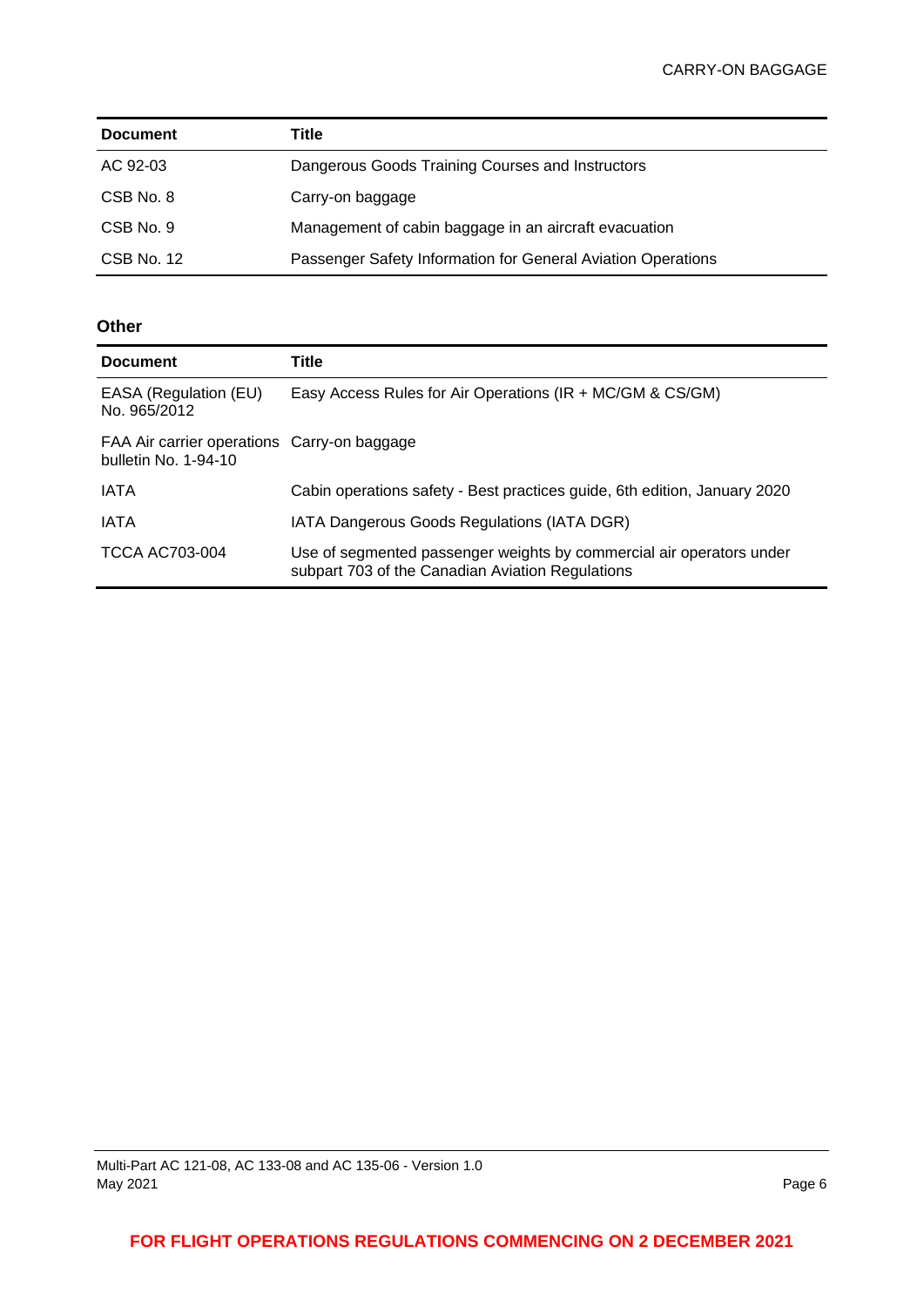| Document | Title |
|---|---|
| AC 92-03 | Dangerous Goods Training Courses and Instructors |
| CSB No. 8 | Carry-on baggage |
| CSB No. 9 | Management of cabin baggage in an aircraft evacuation |
| CSB No. 12 | Passenger Safety Information for General Aviation Operations |

### Other

| Document | Title |
|---|---|
| EASA (Regulation (EU) No. 965/2012 | Easy Access Rules for Air Operations (IR + MC/GM & CS/GM) |
| FAA Air carrier operations bulletin No. 1-94-10 | Carry-on baggage |
| IATA | Cabin operations safety - Best practices guide, 6th edition, January 2020 |
| IATA | IATA Dangerous Goods Regulations (IATA DGR) |
| TCCA AC703-004 | Use of segmented passenger weights by commercial air operators under subpart 703 of the Canadian Aviation Regulations |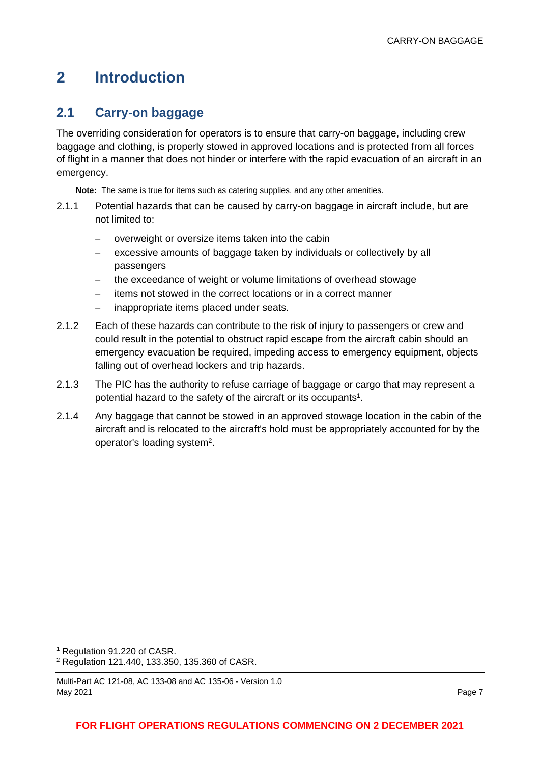# 2 Introduction

## 2.1 Carry-on baggage

The overriding consideration for operators is to ensure that carry-on baggage, including crew baggage and clothing, is properly stowed in approved locations and is protected from all forces of flight in a manner that does not hinder or interfere with the rapid evacuation of an aircraft in an emergency.

**Note:** The same is true for items such as catering supplies, and any other amenities.

2.1.1 Potential hazards that can be caused by carry-on baggage in aircraft include, but are not limited to:

- overweight or oversize items taken into the cabin
- excessive amounts of baggage taken by individuals or collectively by all passengers
- the exceedance of weight or volume limitations of overhead stowage
- items not stowed in the correct locations or in a correct manner
- inappropriate items placed under seats.

2.1.2 Each of these hazards can contribute to the risk of injury to passengers or crew and could result in the potential to obstruct rapid escape from the aircraft cabin should an emergency evacuation be required, impeding access to emergency equipment, objects falling out of overhead lockers and trip hazards.

2.1.3 The PIC has the authority to refuse carriage of baggage or cargo that may represent a potential hazard to the safety of the aircraft or its occupants[1].

2.1.4 Any baggage that cannot be stowed in an approved stowage location in the cabin of the aircraft and is relocated to the aircraft's hold must be appropriately accounted for by the operator's loading system[2].

---

[1] Regulation 91.220 of CASR.

[2] Regulation 121.440, 133.350, 135.360 of CASR.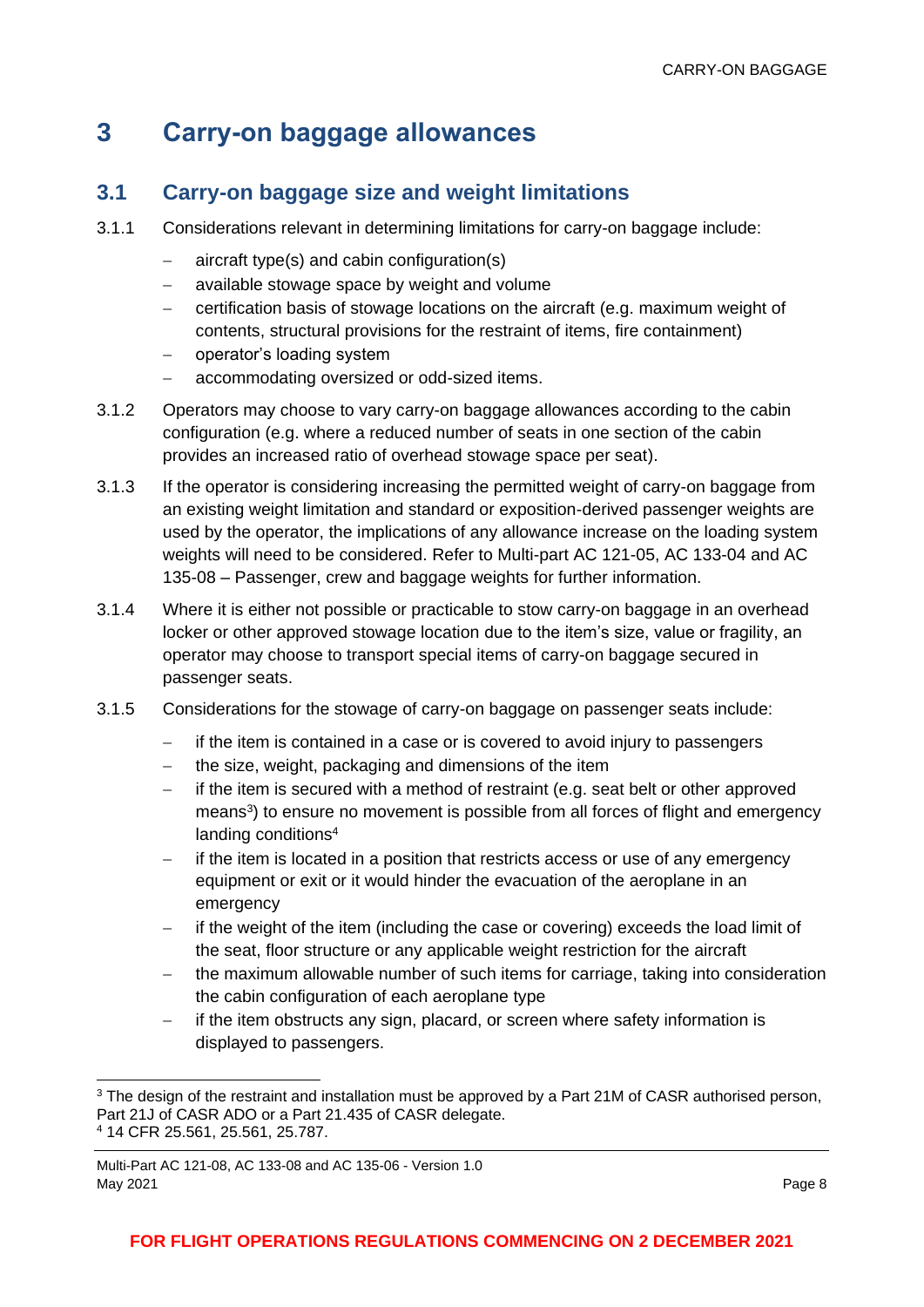# 3 Carry-on baggage allowances

## 3.1 Carry-on baggage size and weight limitations

3.1.1 Considerations relevant in determining limitations for carry-on baggage include:

- aircraft type(s) and cabin configuration(s)
- available stowage space by weight and volume
- certification basis of stowage locations on the aircraft (e.g. maximum weight of contents, structural provisions for the restraint of items, fire containment)
- operator's loading system
- accommodating oversized or odd-sized items.

3.1.2 Operators may choose to vary carry-on baggage allowances according to the cabin configuration (e.g. where a reduced number of seats in one section of the cabin provides an increased ratio of overhead stowage space per seat).

3.1.3 If the operator is considering increasing the permitted weight of carry-on baggage from an existing weight limitation and standard or exposition-derived passenger weights are used by the operator, the implications of any allowance increase on the loading system weights will need to be considered. Refer to Multi-part AC 121-05, AC 133-04 and AC 135-08 – Passenger, crew and baggage weights for further information.

3.1.4 Where it is either not possible or practicable to stow carry-on baggage in an overhead locker or other approved stowage location due to the item's size, value or fragility, an operator may choose to transport special items of carry-on baggage secured in passenger seats.

3.1.5 Considerations for the stowage of carry-on baggage on passenger seats include:

- if the item is contained in a case or is covered to avoid injury to passengers
- the size, weight, packaging and dimensions of the item
- if the item is secured with a method of restraint (e.g. seat belt or other approved means[3]) to ensure no movement is possible from all forces of flight and emergency landing conditions[4]
- if the item is located in a position that restricts access or use of any emergency equipment or exit or it would hinder the evacuation of the aeroplane in an emergency
- if the weight of the item (including the case or covering) exceeds the load limit of the seat, floor structure or any applicable weight restriction for the aircraft
- the maximum allowable number of such items for carriage, taking into consideration the cabin configuration of each aeroplane type
- if the item obstructs any sign, placard, or screen where safety information is displayed to passengers.

---

[3] The design of the restraint and installation must be approved by a Part 21M of CASR authorised person, Part 21J of CASR ADO or a Part 21.435 of CASR delegate.

[4] 14 CFR 25.561, 25.561, 25.787.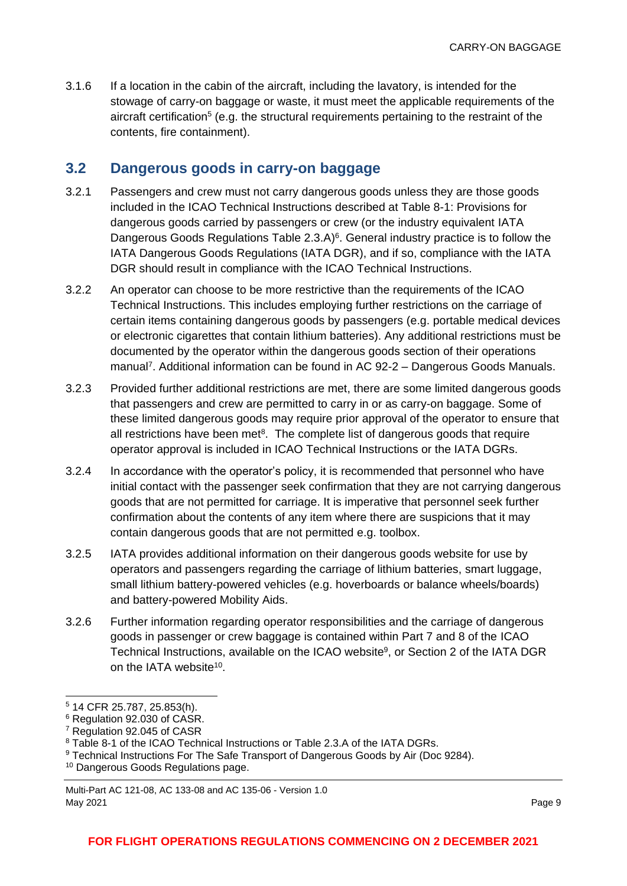3.1.6 If a location in the cabin of the aircraft, including the lavatory, is intended for the stowage of carry-on baggage or waste, it must meet the applicable requirements of the aircraft certification[5] (e.g. the structural requirements pertaining to the restraint of the contents, fire containment).

## 3.2 Dangerous goods in carry-on baggage

3.2.1 Passengers and crew must not carry dangerous goods unless they are those goods included in the ICAO Technical Instructions described at Table 8-1: Provisions for dangerous goods carried by passengers or crew (or the industry equivalent IATA Dangerous Goods Regulations Table 2.3.A)[6]. General industry practice is to follow the IATA Dangerous Goods Regulations (IATA DGR), and if so, compliance with the IATA DGR should result in compliance with the ICAO Technical Instructions.

3.2.2 An operator can choose to be more restrictive than the requirements of the ICAO Technical Instructions. This includes employing further restrictions on the carriage of certain items containing dangerous goods by passengers (e.g. portable medical devices or electronic cigarettes that contain lithium batteries). Any additional restrictions must be documented by the operator within the dangerous goods section of their operations manual[7]. Additional information can be found in AC 92-2 – Dangerous Goods Manuals.

3.2.3 Provided further additional restrictions are met, there are some limited dangerous goods that passengers and crew are permitted to carry in or as carry-on baggage. Some of these limited dangerous goods may require prior approval of the operator to ensure that all restrictions have been met[8]. The complete list of dangerous goods that require operator approval is included in ICAO Technical Instructions or the IATA DGRs.

3.2.4 In accordance with the operator's policy, it is recommended that personnel who have initial contact with the passenger seek confirmation that they are not carrying dangerous goods that are not permitted for carriage. It is imperative that personnel seek further confirmation about the contents of any item where there are suspicions that it may contain dangerous goods that are not permitted e.g. toolbox.

3.2.5 IATA provides additional information on their dangerous goods website for use by operators and passengers regarding the carriage of lithium batteries, smart luggage, small lithium battery-powered vehicles (e.g. hoverboards or balance wheels/boards) and battery-powered Mobility Aids.

3.2.6 Further information regarding operator responsibilities and the carriage of dangerous goods in passenger or crew baggage is contained within Part 7 and 8 of the ICAO Technical Instructions, available on the ICAO website[9], or Section 2 of the IATA DGR on the IATA website[10].

---

[5] 14 CFR 25.787, 25.853(h).
[6] Regulation 92.030 of CASR.
[7] Regulation 92.045 of CASR
[8] Table 8-1 of the ICAO Technical Instructions or Table 2.3.A of the IATA DGRs.
[9] Technical Instructions For The Safe Transport of Dangerous Goods by Air (Doc 9284).
[10] Dangerous Goods Regulations page.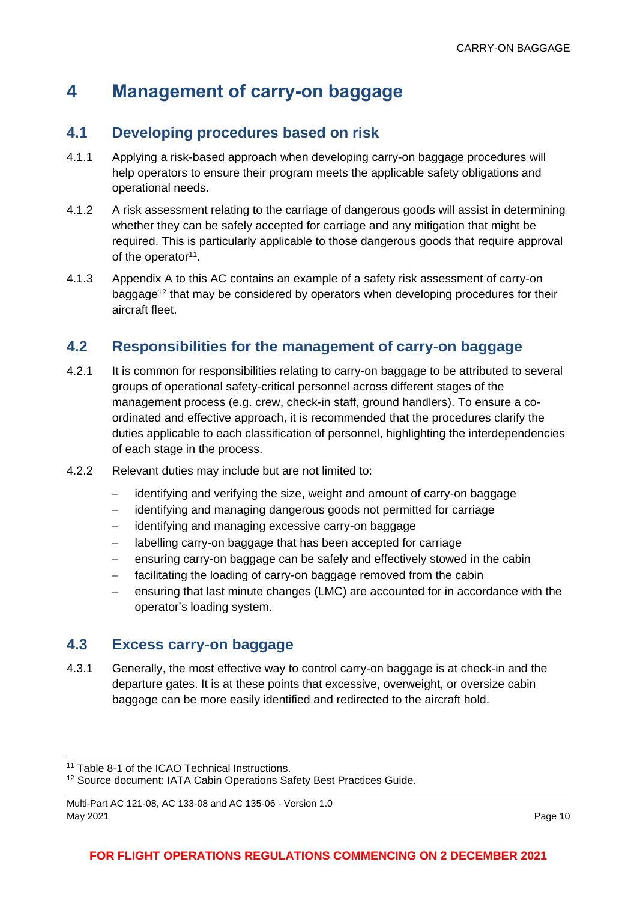# 4 Management of carry-on baggage

## 4.1 Developing procedures based on risk

4.1.1 Applying a risk-based approach when developing carry-on baggage procedures will help operators to ensure their program meets the applicable safety obligations and operational needs.

4.1.2 A risk assessment relating to the carriage of dangerous goods will assist in determining whether they can be safely accepted for carriage and any mitigation that might be required. This is particularly applicable to those dangerous goods that require approval of the operator[11].

4.1.3 Appendix A to this AC contains an example of a safety risk assessment of carry-on baggage[12] that may be considered by operators when developing procedures for their aircraft fleet.

## 4.2 Responsibilities for the management of carry-on baggage

4.2.1 It is common for responsibilities relating to carry-on baggage to be attributed to several groups of operational safety-critical personnel across different stages of the management process (e.g. crew, check-in staff, ground handlers). To ensure a co-ordinated and effective approach, it is recommended that the procedures clarify the duties applicable to each classification of personnel, highlighting the interdependencies of each stage in the process.

4.2.2 Relevant duties may include but are not limited to:

- identifying and verifying the size, weight and amount of carry-on baggage
- identifying and managing dangerous goods not permitted for carriage
- identifying and managing excessive carry-on baggage
- labelling carry-on baggage that has been accepted for carriage
- ensuring carry-on baggage can be safely and effectively stowed in the cabin
- facilitating the loading of carry-on baggage removed from the cabin
- ensuring that last minute changes (LMC) are accounted for in accordance with the operator's loading system.

## 4.3 Excess carry-on baggage

4.3.1 Generally, the most effective way to control carry-on baggage is at check-in and the departure gates. It is at these points that excessive, overweight, or oversize cabin baggage can be more easily identified and redirected to the aircraft hold.

[11] Table 8-1 of the ICAO Technical Instructions.

[12] Source document: IATA Cabin Operations Safety Best Practices Guide.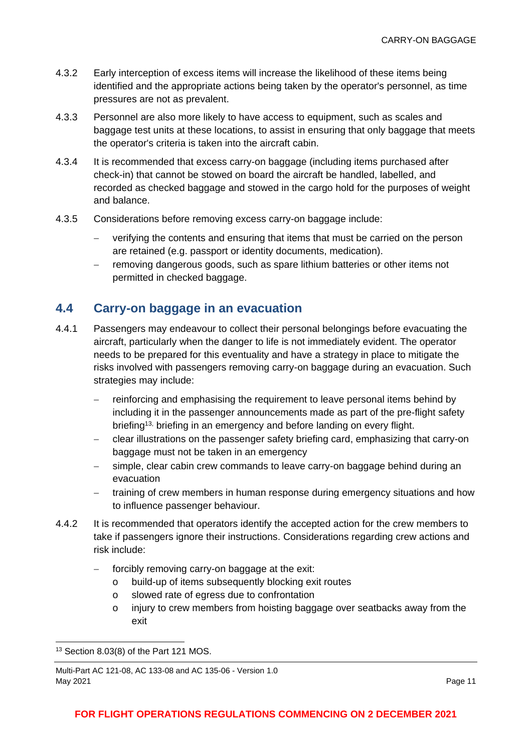4.3.2 Early interception of excess items will increase the likelihood of these items being identified and the appropriate actions being taken by the operator's personnel, as time pressures are not as prevalent.

4.3.3 Personnel are also more likely to have access to equipment, such as scales and baggage test units at these locations, to assist in ensuring that only baggage that meets the operator's criteria is taken into the aircraft cabin.

4.3.4 It is recommended that excess carry-on baggage (including items purchased after check-in) that cannot be stowed on board the aircraft be handled, labelled, and recorded as checked baggage and stowed in the cargo hold for the purposes of weight and balance.

4.3.5 Considerations before removing excess carry-on baggage include:

- verifying the contents and ensuring that items that must be carried on the person are retained (e.g. passport or identity documents, medication).
- removing dangerous goods, such as spare lithium batteries or other items not permitted in checked baggage.

## 4.4 Carry-on baggage in an evacuation

4.4.1 Passengers may endeavour to collect their personal belongings before evacuating the aircraft, particularly when the danger to life is not immediately evident. The operator needs to be prepared for this eventuality and have a strategy in place to mitigate the risks involved with passengers removing carry-on baggage during an evacuation. Such strategies may include:

- reinforcing and emphasising the requirement to leave personal items behind by including it in the passenger announcements made as part of the pre-flight safety briefing[13], briefing in an emergency and before landing on every flight.
- clear illustrations on the passenger safety briefing card, emphasizing that carry-on baggage must not be taken in an emergency
- simple, clear cabin crew commands to leave carry-on baggage behind during an evacuation
- training of crew members in human response during emergency situations and how to influence passenger behaviour.

4.4.2 It is recommended that operators identify the accepted action for the crew members to take if passengers ignore their instructions. Considerations regarding crew actions and risk include:

- forcibly removing carry-on baggage at the exit:
  - build-up of items subsequently blocking exit routes
  - slowed rate of egress due to confrontation
  - injury to crew members from hoisting baggage over seatbacks away from the exit

[13] Section 8.03(8) of the Part 121 MOS.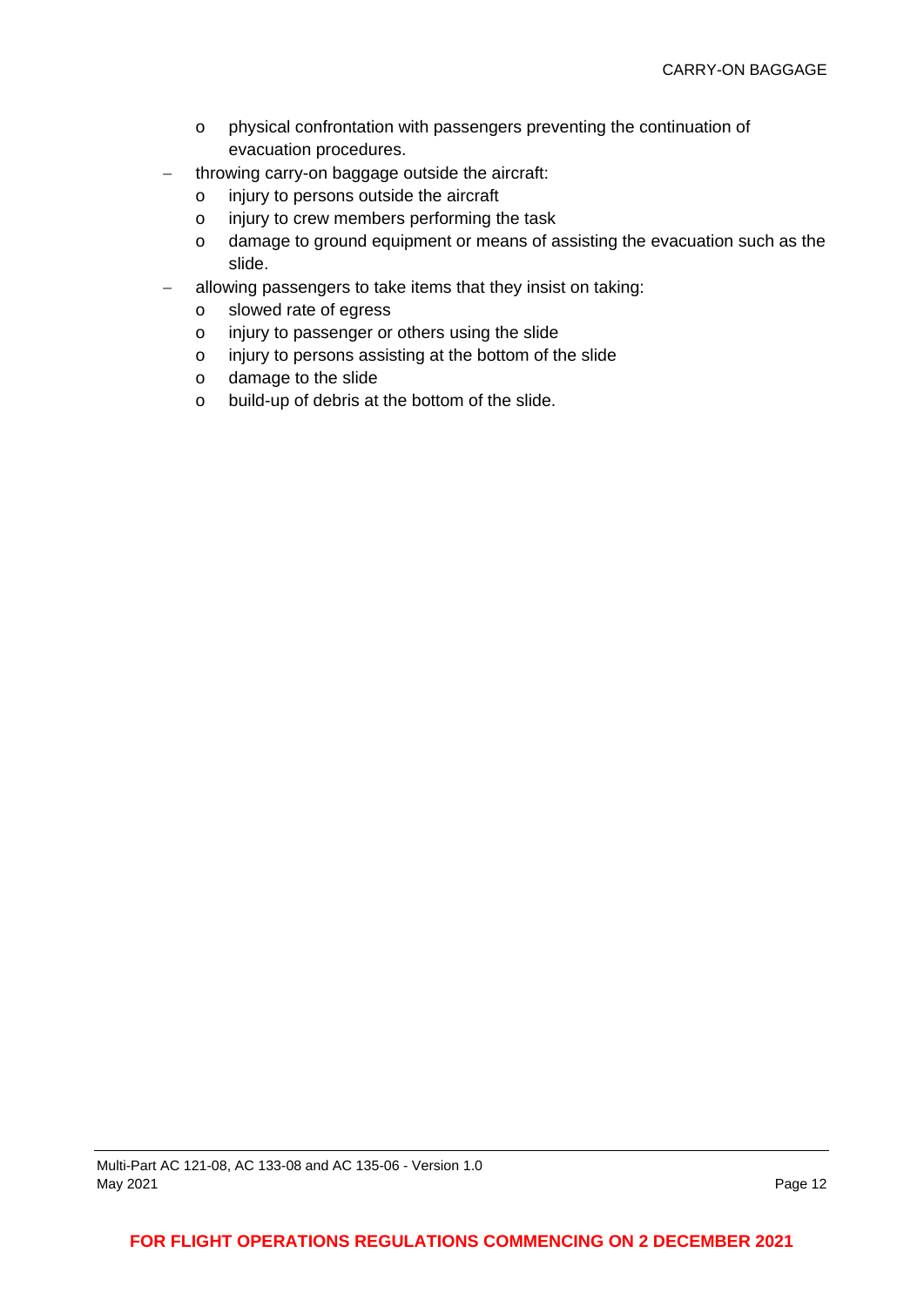- physical confrontation with passengers preventing the continuation of evacuation procedures.
- throwing carry-on baggage outside the aircraft:
    - injury to persons outside the aircraft
    - injury to crew members performing the task
    - damage to ground equipment or means of assisting the evacuation such as the slide.
- allowing passengers to take items that they insist on taking:
    - slowed rate of egress
    - injury to passenger or others using the slide
    - injury to persons assisting at the bottom of the slide
    - damage to the slide
    - build-up of debris at the bottom of the slide.

**FOR FLIGHT OPERATIONS REGULATIONS COMMENCING ON 2 DECEMBER 2021**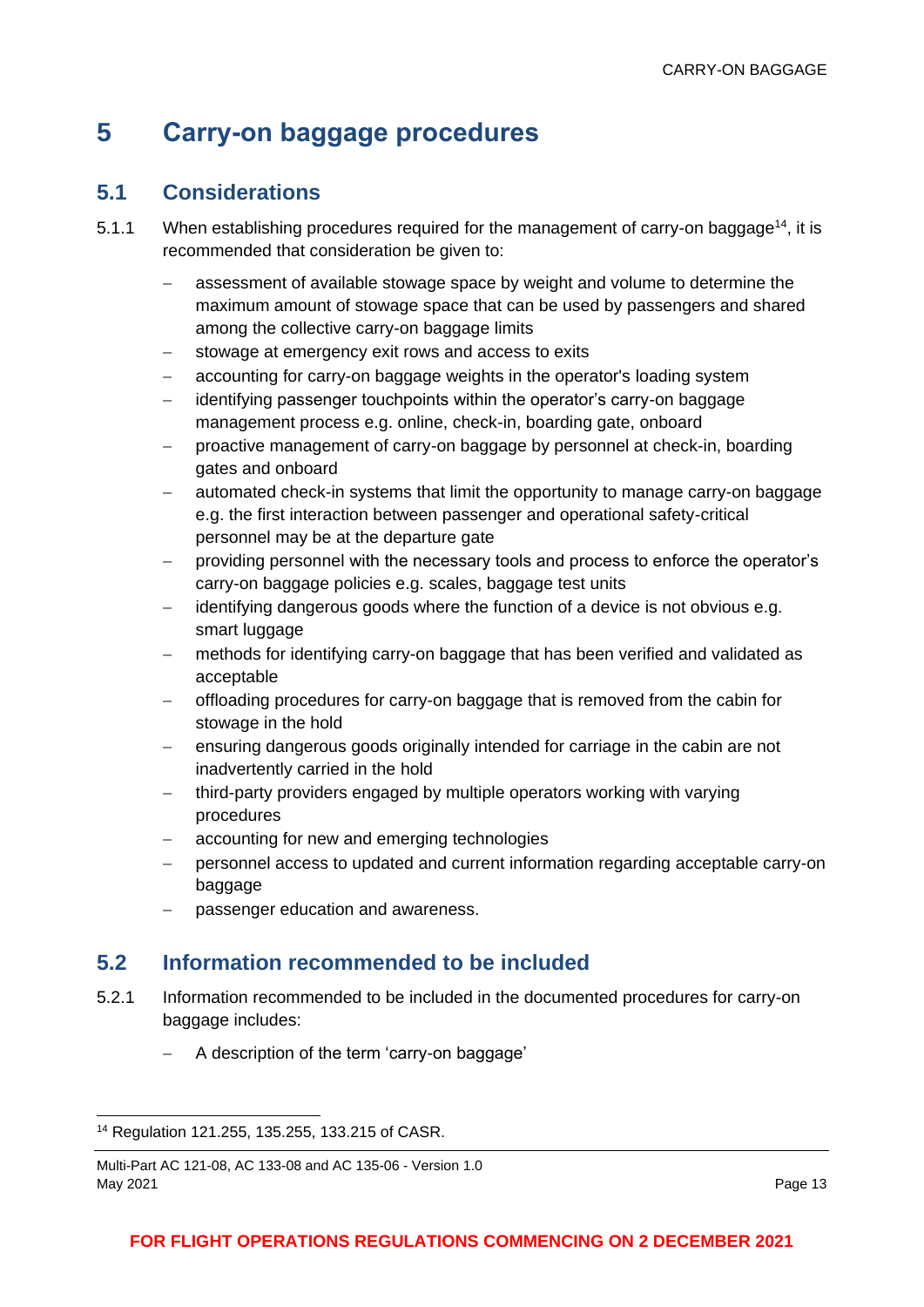# 5 Carry-on baggage procedures

## 5.1 Considerations

5.1.1 When establishing procedures required for the management of carry-on baggage[14], it is recommended that consideration be given to:

- assessment of available stowage space by weight and volume to determine the maximum amount of stowage space that can be used by passengers and shared among the collective carry-on baggage limits
- stowage at emergency exit rows and access to exits
- accounting for carry-on baggage weights in the operator's loading system
- identifying passenger touchpoints within the operator's carry-on baggage management process e.g. online, check-in, boarding gate, onboard
- proactive management of carry-on baggage by personnel at check-in, boarding gates and onboard
- automated check-in systems that limit the opportunity to manage carry-on baggage e.g. the first interaction between passenger and operational safety-critical personnel may be at the departure gate
- providing personnel with the necessary tools and process to enforce the operator's carry-on baggage policies e.g. scales, baggage test units
- identifying dangerous goods where the function of a device is not obvious e.g. smart luggage
- methods for identifying carry-on baggage that has been verified and validated as acceptable
- offloading procedures for carry-on baggage that is removed from the cabin for stowage in the hold
- ensuring dangerous goods originally intended for carriage in the cabin are not inadvertently carried in the hold
- third-party providers engaged by multiple operators working with varying procedures
- accounting for new and emerging technologies
- personnel access to updated and current information regarding acceptable carry-on baggage
- passenger education and awareness.

## 5.2 Information recommended to be included

5.2.1 Information recommended to be included in the documented procedures for carry-on baggage includes:

- A description of the term 'carry-on baggage'

---

[14] Regulation 121.255, 135.255, 133.215 of CASR.

FOR FLIGHT OPERATIONS REGULATIONS COMMENCING ON 2 DECEMBER 2021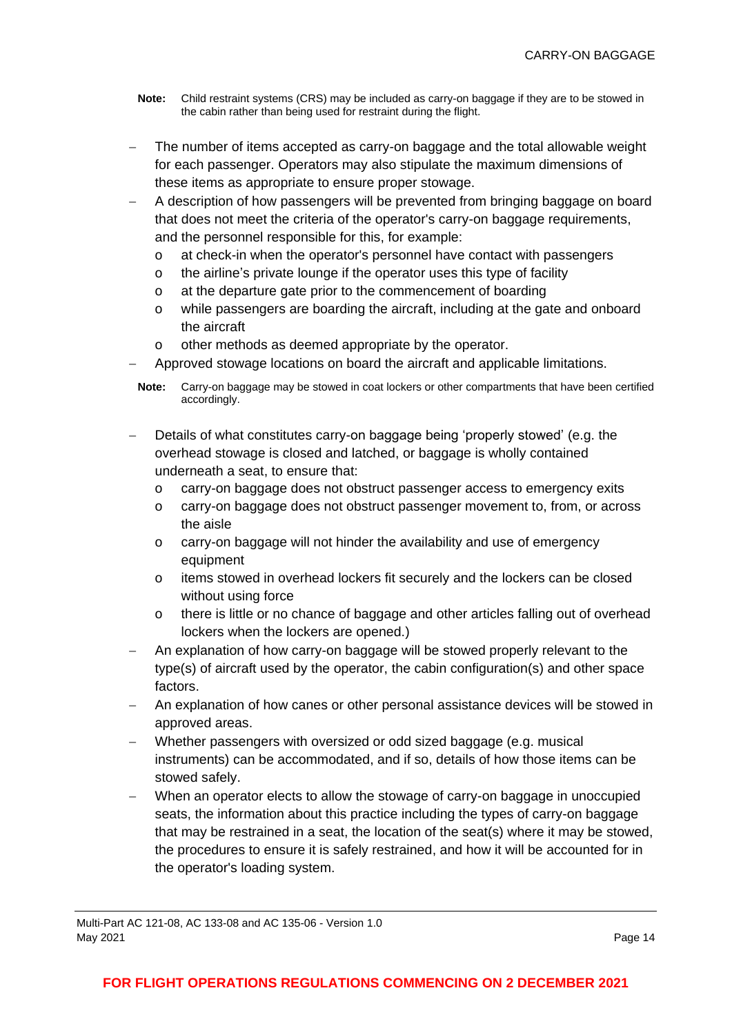**Note:** Child restraint systems (CRS) may be included as carry-on baggage if they are to be stowed in the cabin rather than being used for restraint during the flight.

- The number of items accepted as carry-on baggage and the total allowable weight for each passenger. Operators may also stipulate the maximum dimensions of these items as appropriate to ensure proper stowage.
- A description of how passengers will be prevented from bringing baggage on board that does not meet the criteria of the operator's carry-on baggage requirements, and the personnel responsible for this, for example:
  - at check-in when the operator's personnel have contact with passengers
  - the airline's private lounge if the operator uses this type of facility
  - at the departure gate prior to the commencement of boarding
  - while passengers are boarding the aircraft, including at the gate and onboard the aircraft
  - other methods as deemed appropriate by the operator.
- Approved stowage locations on board the aircraft and applicable limitations.

**Note:** Carry-on baggage may be stowed in coat lockers or other compartments that have been certified accordingly.

- Details of what constitutes carry-on baggage being 'properly stowed' (e.g. the overhead stowage is closed and latched, or baggage is wholly contained underneath a seat, to ensure that:
  - carry-on baggage does not obstruct passenger access to emergency exits
  - carry-on baggage does not obstruct passenger movement to, from, or across the aisle
  - carry-on baggage will not hinder the availability and use of emergency equipment
  - items stowed in overhead lockers fit securely and the lockers can be closed without using force
  - there is little or no chance of baggage and other articles falling out of overhead lockers when the lockers are opened.)
- An explanation of how carry-on baggage will be stowed properly relevant to the type(s) of aircraft used by the operator, the cabin configuration(s) and other space factors.
- An explanation of how canes or other personal assistance devices will be stowed in approved areas.
- Whether passengers with oversized or odd sized baggage (e.g. musical instruments) can be accommodated, and if so, details of how those items can be stowed safely.
- When an operator elects to allow the stowage of carry-on baggage in unoccupied seats, the information about this practice including the types of carry-on baggage that may be restrained in a seat, the location of the seat(s) where it may be stowed, the procedures to ensure it is safely restrained, and how it will be accounted for in the operator's loading system.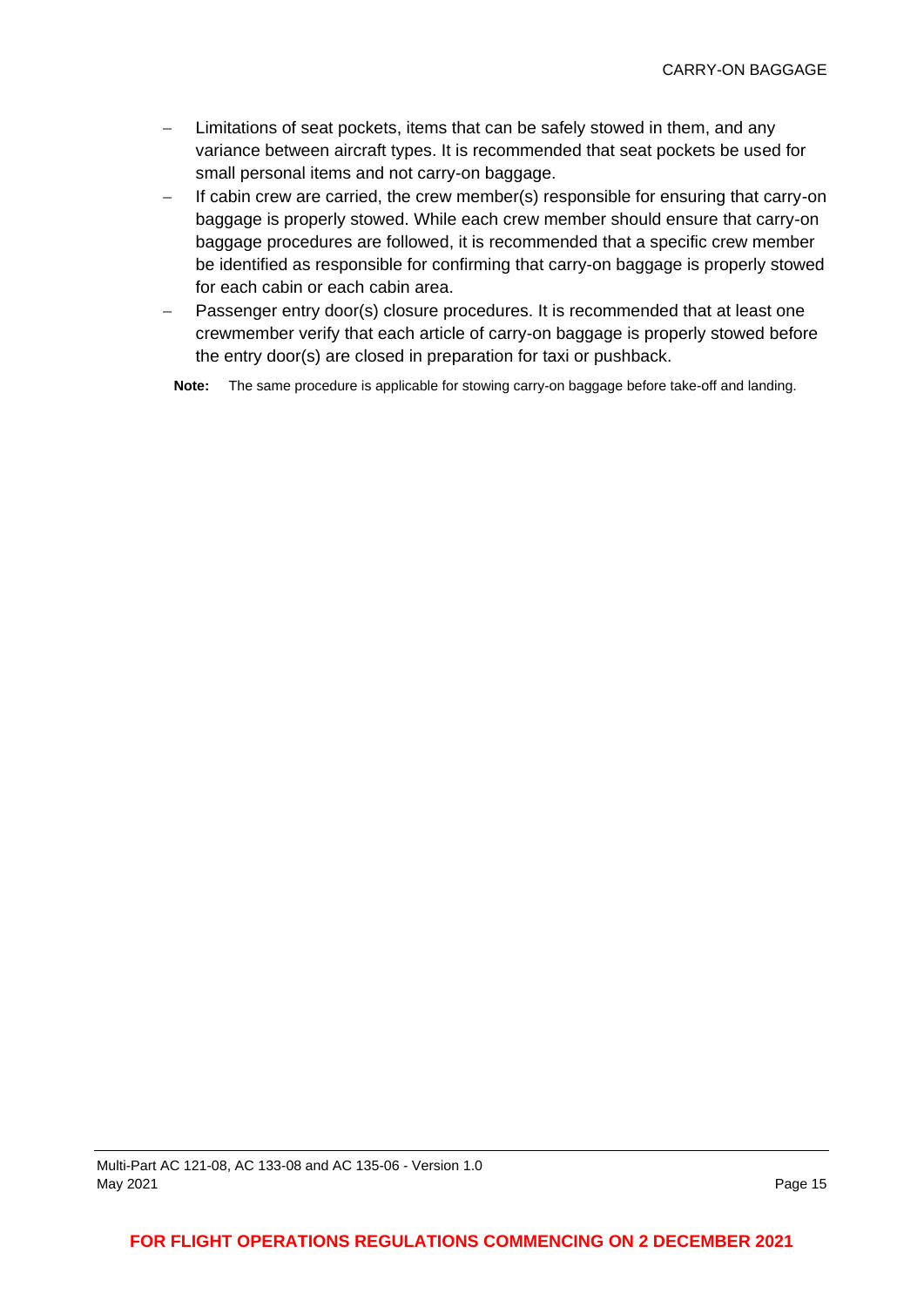- Limitations of seat pockets, items that can be safely stowed in them, and any variance between aircraft types. It is recommended that seat pockets be used for small personal items and not carry-on baggage.
- If cabin crew are carried, the crew member(s) responsible for ensuring that carry-on baggage is properly stowed. While each crew member should ensure that carry-on baggage procedures are followed, it is recommended that a specific crew member be identified as responsible for confirming that carry-on baggage is properly stowed for each cabin or each cabin area.
- Passenger entry door(s) closure procedures. It is recommended that at least one crewmember verify that each article of carry-on baggage is properly stowed before the entry door(s) are closed in preparation for taxi or pushback.

**Note:** The same procedure is applicable for stowing carry-on baggage before take-off and landing.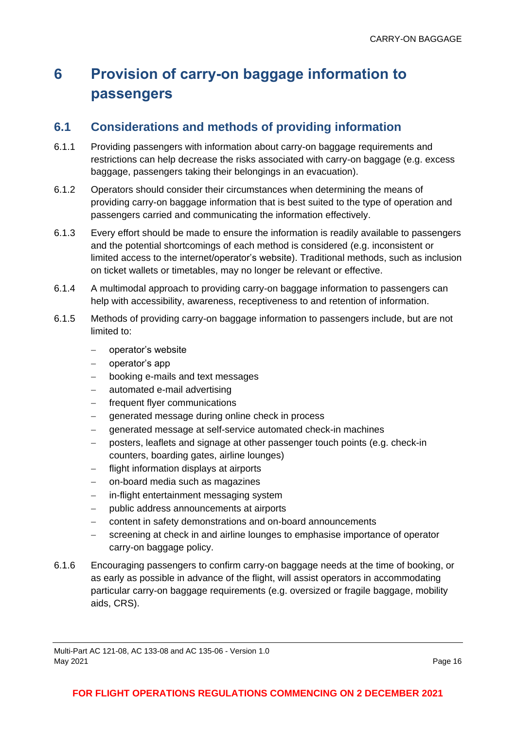# 6 Provision of carry-on baggage information to passengers

## 6.1 Considerations and methods of providing information

6.1.1 Providing passengers with information about carry-on baggage requirements and restrictions can help decrease the risks associated with carry-on baggage (e.g. excess baggage, passengers taking their belongings in an evacuation).

6.1.2 Operators should consider their circumstances when determining the means of providing carry-on baggage information that is best suited to the type of operation and passengers carried and communicating the information effectively.

6.1.3 Every effort should be made to ensure the information is readily available to passengers and the potential shortcomings of each method is considered (e.g. inconsistent or limited access to the internet/operator's website). Traditional methods, such as inclusion on ticket wallets or timetables, may no longer be relevant or effective.

6.1.4 A multimodal approach to providing carry-on baggage information to passengers can help with accessibility, awareness, receptiveness to and retention of information.

6.1.5 Methods of providing carry-on baggage information to passengers include, but are not limited to:

- operator's website
- operator's app
- booking e-mails and text messages
- automated e-mail advertising
- frequent flyer communications
- generated message during online check in process
- generated message at self-service automated check-in machines
- posters, leaflets and signage at other passenger touch points (e.g. check-in counters, boarding gates, airline lounges)
- flight information displays at airports
- on-board media such as magazines
- in-flight entertainment messaging system
- public address announcements at airports
- content in safety demonstrations and on-board announcements
- screening at check in and airline lounges to emphasise importance of operator carry-on baggage policy.

6.1.6 Encouraging passengers to confirm carry-on baggage needs at the time of booking, or as early as possible in advance of the flight, will assist operators in accommodating particular carry-on baggage requirements (e.g. oversized or fragile baggage, mobility aids, CRS).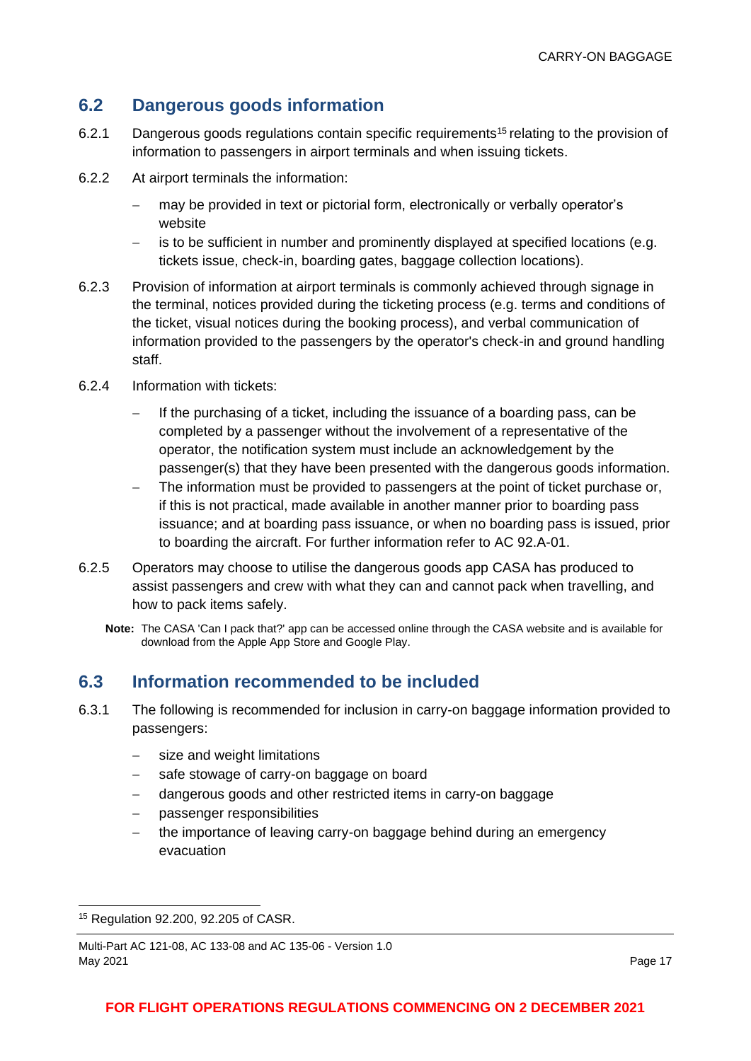## 6.2 Dangerous goods information

6.2.1 Dangerous goods regulations contain specific requirements[15] relating to the provision of information to passengers in airport terminals and when issuing tickets.

6.2.2 At airport terminals the information:

- may be provided in text or pictorial form, electronically or verbally operator's website
- is to be sufficient in number and prominently displayed at specified locations (e.g. tickets issue, check-in, boarding gates, baggage collection locations).

6.2.3 Provision of information at airport terminals is commonly achieved through signage in the terminal, notices provided during the ticketing process (e.g. terms and conditions of the ticket, visual notices during the booking process), and verbal communication of information provided to the passengers by the operator's check-in and ground handling staff.

6.2.4 Information with tickets:

- If the purchasing of a ticket, including the issuance of a boarding pass, can be completed by a passenger without the involvement of a representative of the operator, the notification system must include an acknowledgement by the passenger(s) that they have been presented with the dangerous goods information.
- The information must be provided to passengers at the point of ticket purchase or, if this is not practical, made available in another manner prior to boarding pass issuance; and at boarding pass issuance, or when no boarding pass is issued, prior to boarding the aircraft. For further information refer to AC 92.A-01.

6.2.5 Operators may choose to utilise the dangerous goods app CASA has produced to assist passengers and crew with what they can and cannot pack when travelling, and how to pack items safely.

**Note:** The CASA 'Can I pack that?' app can be accessed online through the CASA website and is available for download from the Apple App Store and Google Play.

## 6.3 Information recommended to be included

6.3.1 The following is recommended for inclusion in carry-on baggage information provided to passengers:

- size and weight limitations
- safe stowage of carry-on baggage on board
- dangerous goods and other restricted items in carry-on baggage
- passenger responsibilities
- the importance of leaving carry-on baggage behind during an emergency evacuation

[15] Regulation 92.200, 92.205 of CASR.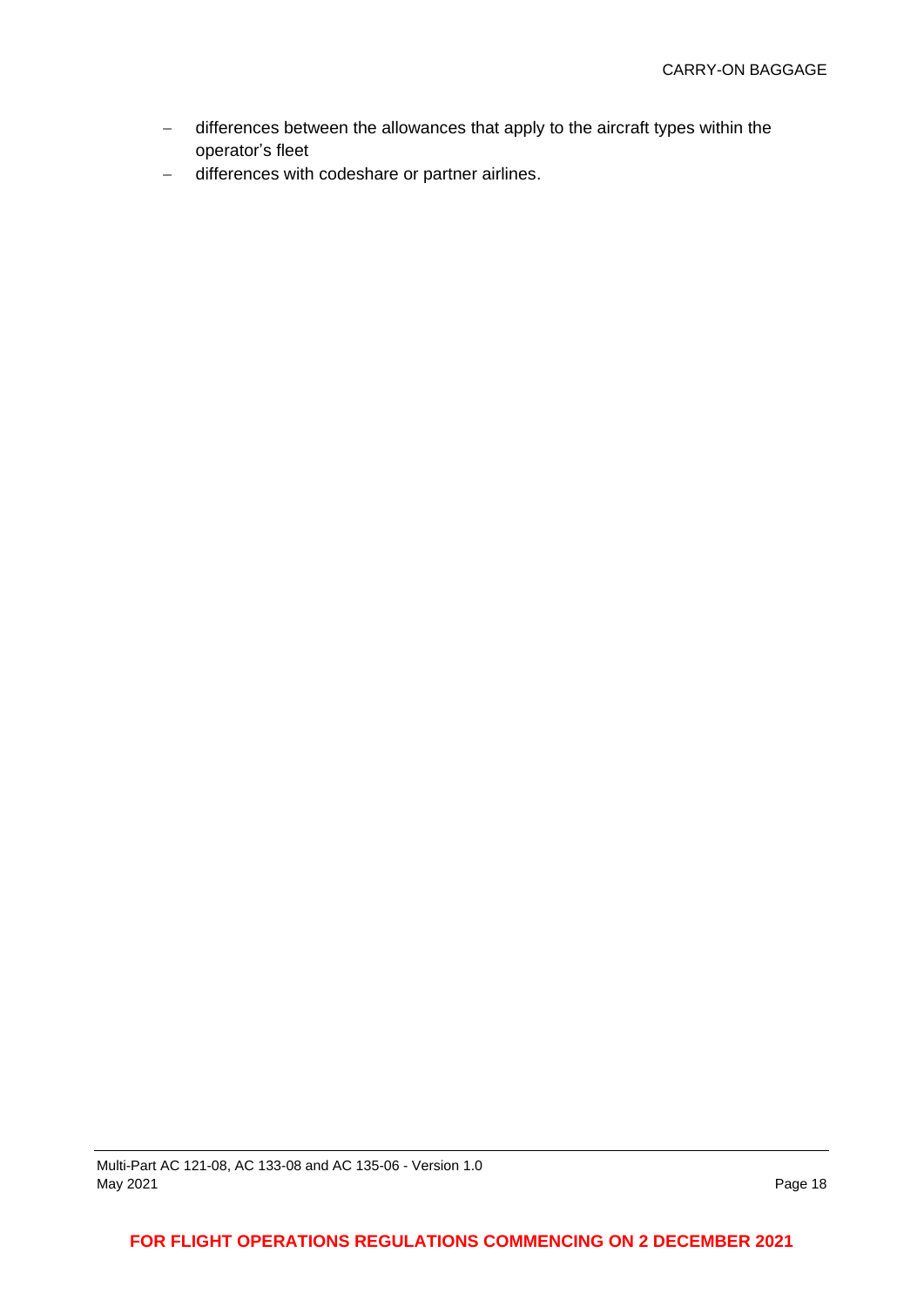- differences between the allowances that apply to the aircraft types within the operator's fleet
- differences with codeshare or partner airlines.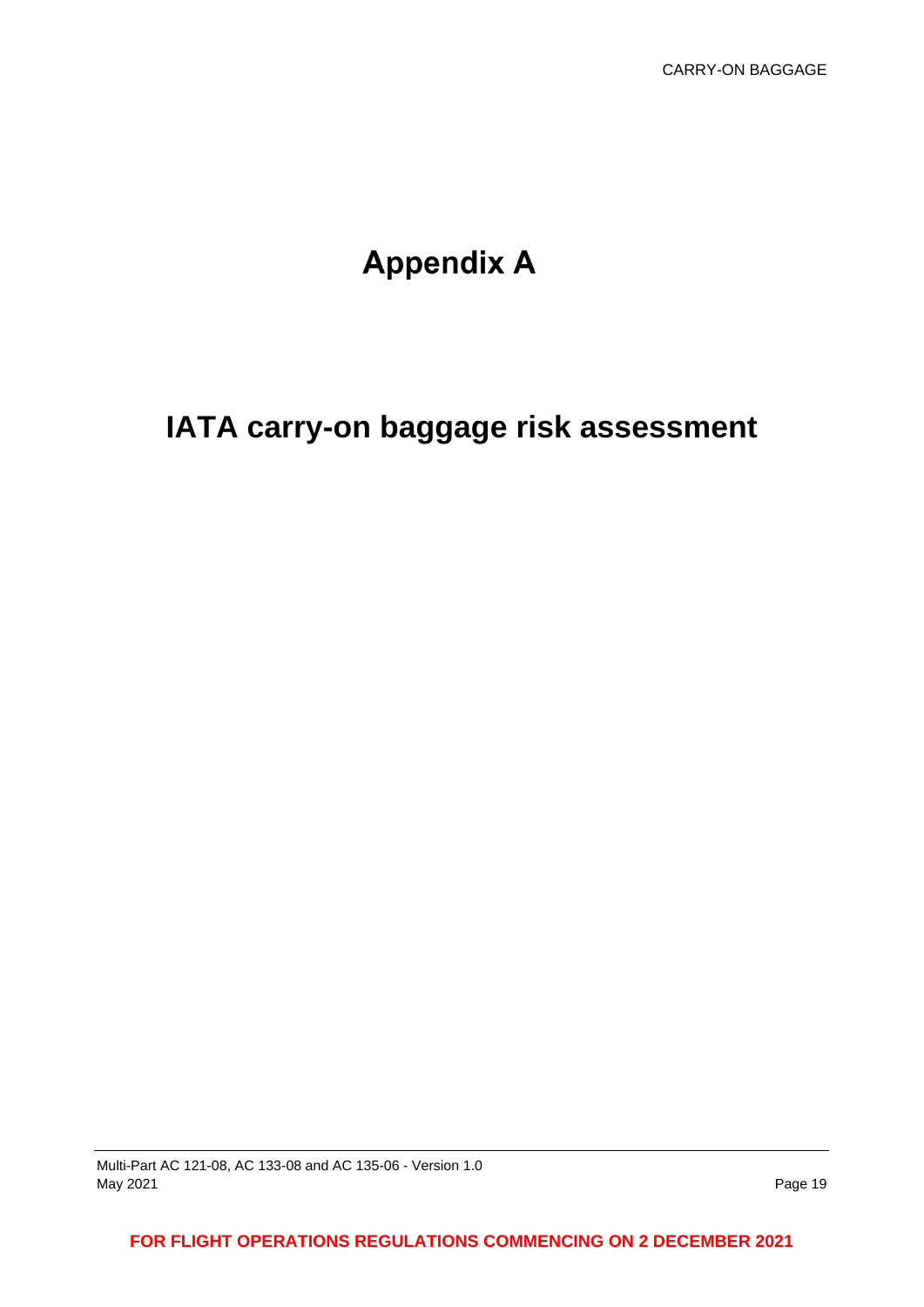# Appendix A

# IATA carry-on baggage risk assessment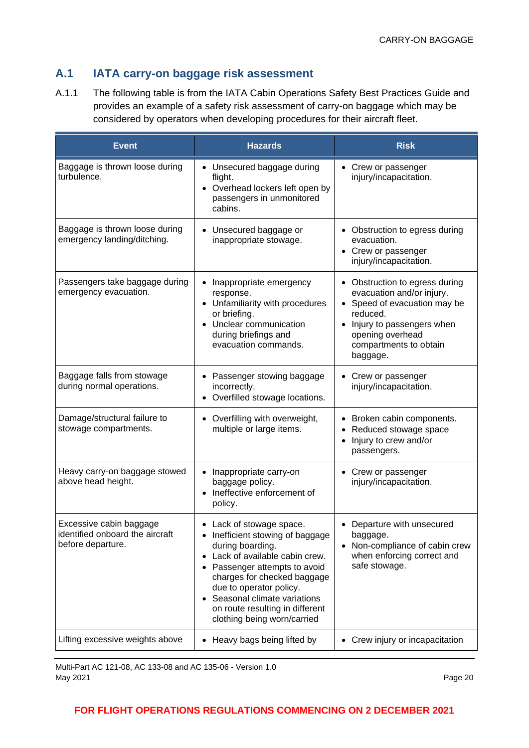## A.1 IATA carry-on baggage risk assessment

A.1.1 The following table is from the IATA Cabin Operations Safety Best Practices Guide and provides an example of a safety risk assessment of carry-on baggage which may be considered by operators when developing procedures for their aircraft fleet.

| Event | Hazards | Risk |
| --- | --- | --- |
| Baggage is thrown loose during turbulence. | • Unsecured baggage during flight.<br>• Overhead lockers left open by passengers in unmonitored cabins. | • Crew or passenger injury/incapacitation. |
| Baggage is thrown loose during emergency landing/ditching. | • Unsecured baggage or inappropriate stowage. | • Obstruction to egress during evacuation.<br>• Crew or passenger injury/incapacitation. |
| Passengers take baggage during emergency evacuation. | • Inappropriate emergency response.<br>• Unfamiliarity with procedures or briefing.<br>• Unclear communication during briefings and evacuation commands. | • Obstruction to egress during evacuation and/or injury.<br>• Speed of evacuation may be reduced.<br>• Injury to passengers when opening overhead compartments to obtain baggage. |
| Baggage falls from stowage during normal operations. | • Passenger stowing baggage incorrectly.<br>• Overfilled stowage locations. | • Crew or passenger injury/incapacitation. |
| Damage/structural failure to stowage compartments. | • Overfilling with overweight, multiple or large items. | • Broken cabin components.<br>• Reduced stowage space<br>• Injury to crew and/or passengers. |
| Heavy carry-on baggage stowed above head height. | • Inappropriate carry-on baggage policy.<br>• Ineffective enforcement of policy. | • Crew or passenger injury/incapacitation. |
| Excessive cabin baggage identified onboard the aircraft before departure. | • Lack of stowage space.<br>• Inefficient stowing of baggage during boarding.<br>• Lack of available cabin crew.<br>• Passenger attempts to avoid charges for checked baggage due to operator policy.<br>• Seasonal climate variations on route resulting in different clothing being worn/carried | • Departure with unsecured baggage.<br>• Non-compliance of cabin crew when enforcing correct and safe stowage. |
| Lifting excessive weights above | • Heavy bags being lifted by | • Crew injury or incapacitation |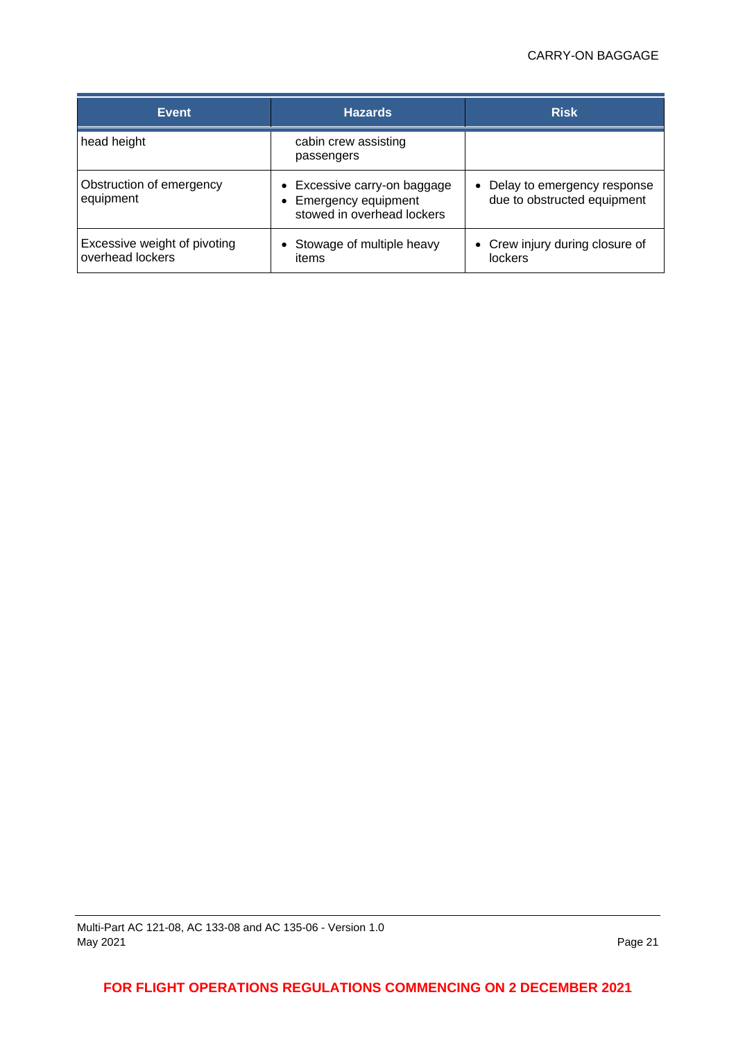| Event | Hazards | Risk |
|---|---|---|
| head height | cabin crew assisting passengers | |
| Obstruction of emergency equipment | • Excessive carry-on baggage<br>• Emergency equipment stowed in overhead lockers | • Delay to emergency response due to obstructed equipment |
| Excessive weight of pivoting overhead lockers | • Stowage of multiple heavy items | • Crew injury during closure of lockers |

**FOR FLIGHT OPERATIONS REGULATIONS COMMENCING ON 2 DECEMBER 2021**